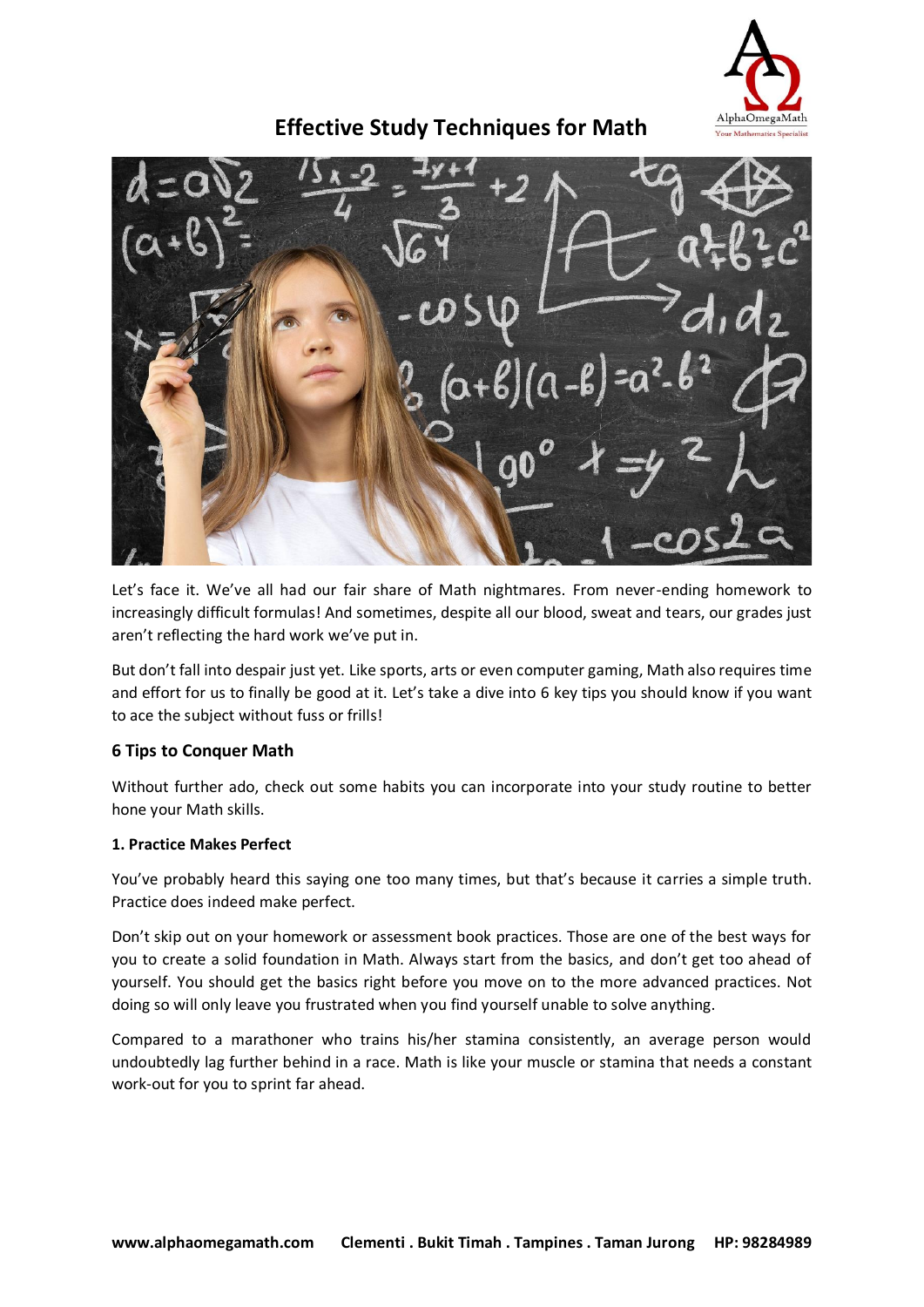# Effective Study Techniques for Math

Let's face it. We've all had our fair share of Math nightmares. From never-ending homework to increasingly difficult formulas! And sometimes, despite all our blood, sweat and tears, our grades just aren't reflecting the hard work we've put in.

But don't fall into despair just yet. Like sports, arts or even computer gaming, Math also requires time and effort for us to finally be good at it. Let's take a dive into 6 key tips you should know if you want to ace the subject without fuss or frills!

## 6 Tips to Conquer Math

Without further ado, check out some habits you can incorporate into your study routine to better hone your Math skills.

### 1. Practice Makes Perfect

You've probably heard this saying one too many times, but that's because it carries a simple truth. Practice does indeed make perfect.

Don't skip out on your homework or assessment book practices. Those are one of the best ways for you to create a solid foundation in Math. Always start from the basics, and don't get too ahead of yourself. You should get the basics right before you move on to the more advanced practices. Not doing so will only leave you frustrated when you find yourself unable to solve anything.

Compared to a marathoner who trains his/her stamina consistently, an average person would undoubtedly lag further behind in a race. Math is like your muscle or stamina that needs a constant work-out for you to sprint far ahead.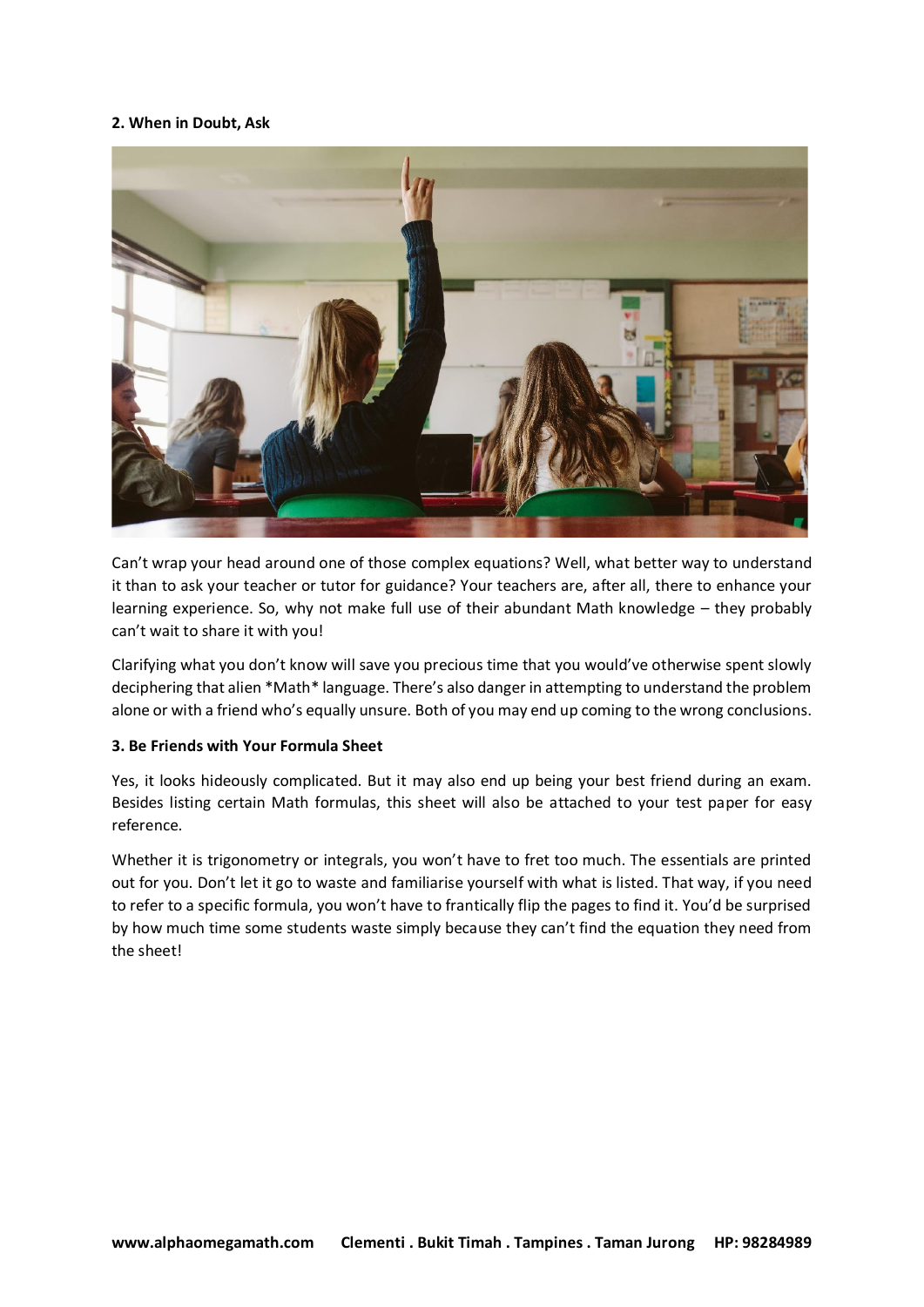**2. When in Doubt, Ask**

Can't wrap your head around one of those complex equations? Well, what better way to understand it than to ask your teacher or tutor for guidance? Your teachers are, after all, there to enhance your learning experience. So, why not make full use of their abundant Math knowledge – they probably can't wait to share it with you!

Clarifying what you don't know will save you precious time that you would've otherwise spent slowly deciphering that alien *Math* language. There's also danger in attempting to understand the problem alone or with a friend who's equally unsure. Both of you may end up coming to the wrong conclusions.

**3. Be Friends with Your Formula Sheet**

Yes, it looks hideously complicated. But it may also end up being your best friend during an exam. Besides listing certain Math formulas, this sheet will also be attached to your test paper for easy reference.

Whether it is trigonometry or integrals, you won't have to fret too much. The essentials are printed out for you. Don't let it go to waste and familiarise yourself with what is listed. That way, if you need to refer to a specific formula, you won't have to frantically flip the pages to find it. You'd be surprised by how much time some students waste simply because they can't find the equation they need from the sheet!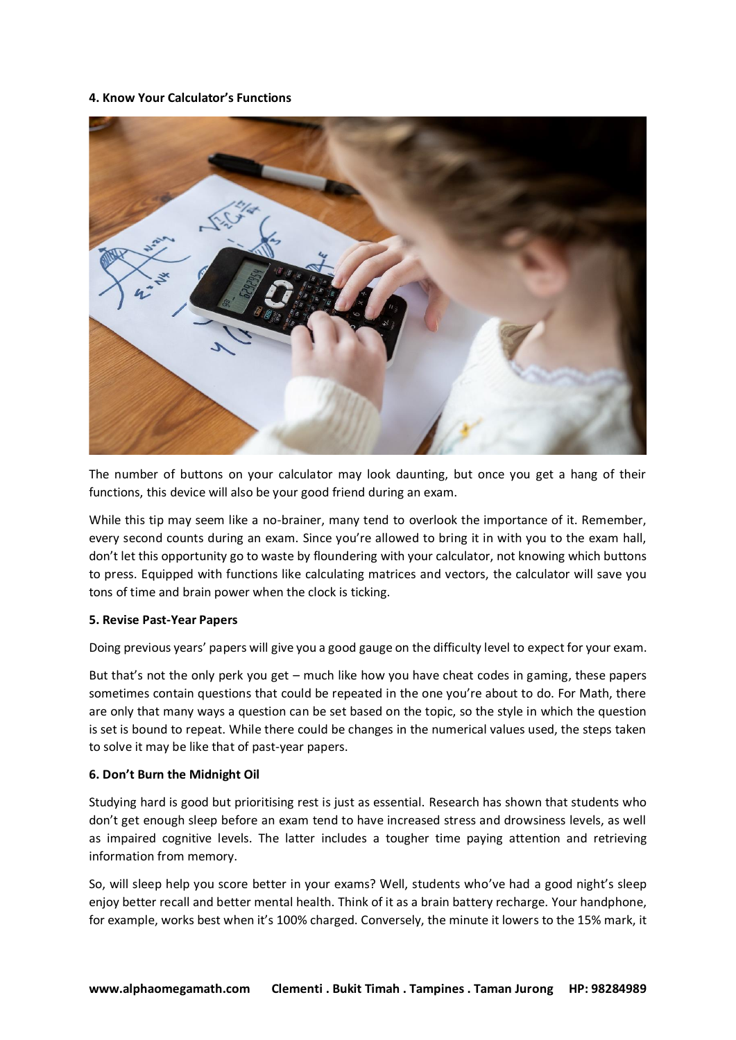**4. Know Your Calculator's Functions**

The number of buttons on your calculator may look daunting, but once you get a hang of their functions, this device will also be your good friend during an exam.

While this tip may seem like a no-brainer, many tend to overlook the importance of it. Remember, every second counts during an exam. Since you're allowed to bring it in with you to the exam hall, don't let this opportunity go to waste by floundering with your calculator, not knowing which buttons to press. Equipped with functions like calculating matrices and vectors, the calculator will save you tons of time and brain power when the clock is ticking.

**5. Revise Past-Year Papers**

Doing previous years' papers will give you a good gauge on the difficulty level to expect for your exam.

But that's not the only perk you get – much like how you have cheat codes in gaming, these papers sometimes contain questions that could be repeated in the one you're about to do. For Math, there are only that many ways a question can be set based on the topic, so the style in which the question is set is bound to repeat. While there could be changes in the numerical values used, the steps taken to solve it may be like that of past-year papers.

**6. Don't Burn the Midnight Oil**

Studying hard is good but prioritising rest is just as essential. Research has shown that students who don't get enough sleep before an exam tend to have increased stress and drowsiness levels, as well as impaired cognitive levels. The latter includes a tougher time paying attention and retrieving information from memory.

So, will sleep help you score better in your exams? Well, students who've had a good night's sleep enjoy better recall and better mental health. Think of it as a brain battery recharge. Your handphone, for example, works best when it's 100% charged. Conversely, the minute it lowers to the 15% mark, it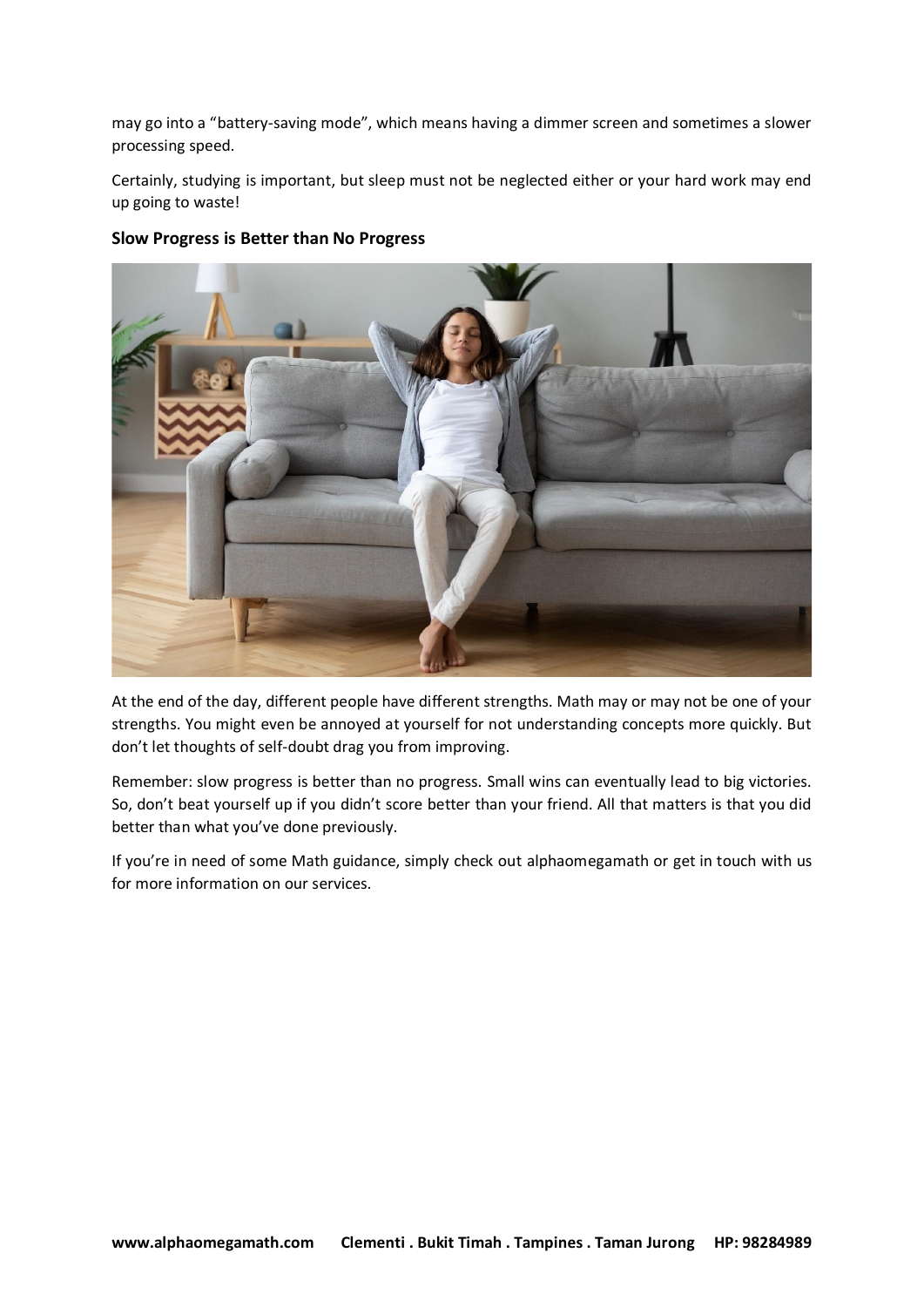may go into a "battery-saving mode", which means having a dimmer screen and sometimes a slower processing speed.

Certainly, studying is important, but sleep must not be neglected either or your hard work may end up going to waste!

### Slow Progress is Better than No Progress

At the end of the day, different people have different strengths. Math may or may not be one of your strengths. You might even be annoyed at yourself for not understanding concepts more quickly. But don't let thoughts of self-doubt drag you from improving.

Remember: slow progress is better than no progress. Small wins can eventually lead to big victories. So, don't beat yourself up if you didn't score better than your friend. All that matters is that you did better than what you've done previously.

If you're in need of some Math guidance, simply check out alphaomegamath or get in touch with us for more information on our services.